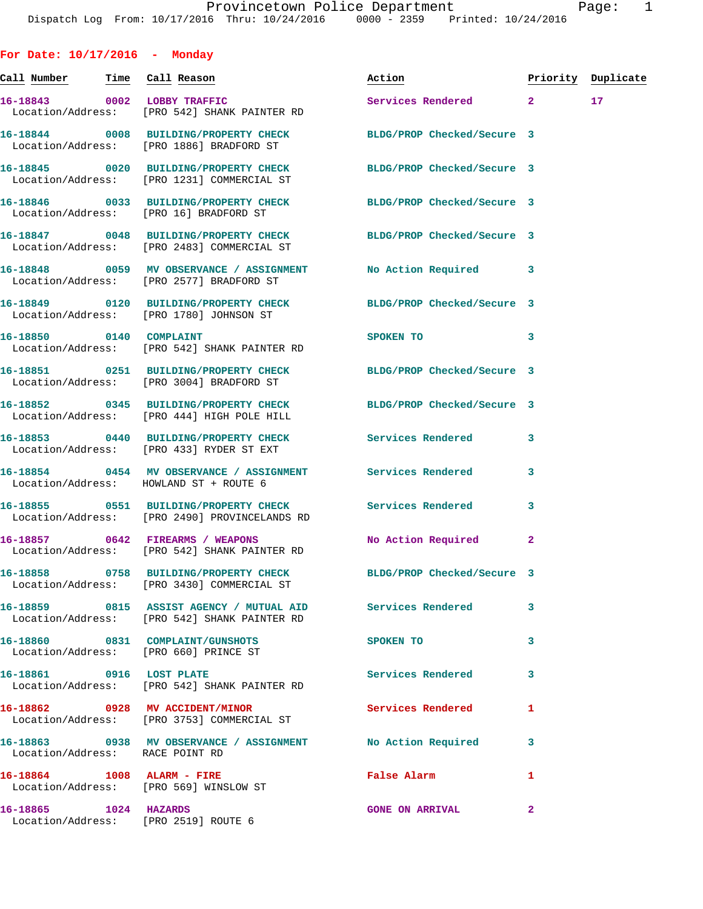Provincetown Police Department
Dispatch Log From: 10/17/2016 Thru: 10/24/2016 0000 - 2359 Printed: 10/24/2016

## For Date: 10/17/2016 - Monday

| Call Number | Time | Call Reason | Action | Priority | Duplicate |
|---|---|---|---|---|---|
| 16-18843 | 0002 | LOBBY TRAFFIC | Services Rendered | 2 | 17 |
| Location/Address: | | [PRO 542] SHANK PAINTER RD | | | |
| 16-18844 | 0008 | BUILDING/PROPERTY CHECK | BLDG/PROP Checked/Secure | 3 | |
| Location/Address: | | [PRO 1886] BRADFORD ST | | | |
| 16-18845 | 0020 | BUILDING/PROPERTY CHECK | BLDG/PROP Checked/Secure | 3 | |
| Location/Address: | | [PRO 1231] COMMERCIAL ST | | | |
| 16-18846 | 0033 | BUILDING/PROPERTY CHECK | BLDG/PROP Checked/Secure | 3 | |
| Location/Address: | | [PRO 16] BRADFORD ST | | | |
| 16-18847 | 0048 | BUILDING/PROPERTY CHECK | BLDG/PROP Checked/Secure | 3 | |
| Location/Address: | | [PRO 2483] COMMERCIAL ST | | | |
| 16-18848 | 0059 | MV OBSERVANCE / ASSIGNMENT | No Action Required | 3 | |
| Location/Address: | | [PRO 2577] BRADFORD ST | | | |
| 16-18849 | 0120 | BUILDING/PROPERTY CHECK | BLDG/PROP Checked/Secure | 3 | |
| Location/Address: | | [PRO 1780] JOHNSON ST | | | |
| 16-18850 | 0140 | COMPLAINT | SPOKEN TO | 3 | |
| Location/Address: | | [PRO 542] SHANK PAINTER RD | | | |
| 16-18851 | 0251 | BUILDING/PROPERTY CHECK | BLDG/PROP Checked/Secure | 3 | |
| Location/Address: | | [PRO 3004] BRADFORD ST | | | |
| 16-18852 | 0345 | BUILDING/PROPERTY CHECK | BLDG/PROP Checked/Secure | 3 | |
| Location/Address: | | [PRO 444] HIGH POLE HILL | | | |
| 16-18853 | 0440 | BUILDING/PROPERTY CHECK | Services Rendered | 3 | |
| Location/Address: | | [PRO 433] RYDER ST EXT | | | |
| 16-18854 | 0454 | MV OBSERVANCE / ASSIGNMENT | Services Rendered | 3 | |
| Location/Address: | | HOWLAND ST + ROUTE 6 | | | |
| 16-18855 | 0551 | BUILDING/PROPERTY CHECK | Services Rendered | 3 | |
| Location/Address: | | [PRO 2490] PROVINCELANDS RD | | | |
| 16-18857 | 0642 | FIREARMS / WEAPONS | No Action Required | 2 | |
| Location/Address: | | [PRO 542] SHANK PAINTER RD | | | |
| 16-18858 | 0758 | BUILDING/PROPERTY CHECK | BLDG/PROP Checked/Secure | 3 | |
| Location/Address: | | [PRO 3430] COMMERCIAL ST | | | |
| 16-18859 | 0815 | ASSIST AGENCY / MUTUAL AID | Services Rendered | 3 | |
| Location/Address: | | [PRO 542] SHANK PAINTER RD | | | |
| 16-18860 | 0831 | COMPLAINT/GUNSHOTS | SPOKEN TO | 3 | |
| Location/Address: | | [PRO 660] PRINCE ST | | | |
| 16-18861 | 0916 | LOST PLATE | Services Rendered | 3 | |
| Location/Address: | | [PRO 542] SHANK PAINTER RD | | | |
| 16-18862 | 0928 | MV ACCIDENT/MINOR | Services Rendered | 1 | |
| Location/Address: | | [PRO 3753] COMMERCIAL ST | | | |
| 16-18863 | 0938 | MV OBSERVANCE / ASSIGNMENT | No Action Required | 3 | |
| Location/Address: | | RACE POINT RD | | | |
| 16-18864 | 1008 | ALARM - FIRE | False Alarm | 1 | |
| Location/Address: | | [PRO 569] WINSLOW ST | | | |
| 16-18865 | 1024 | HAZARDS | GONE ON ARRIVAL | 2 | |
| Location/Address: | | [PRO 2519] ROUTE 6 | | | |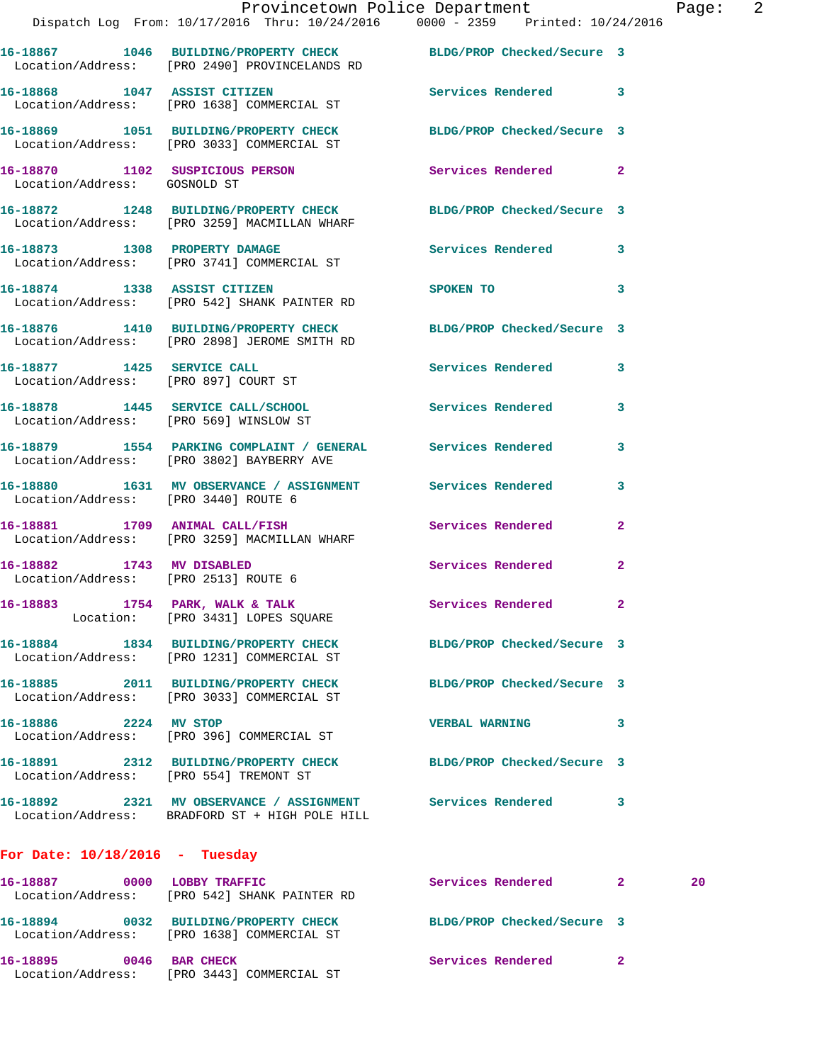16-18867 1046 BUILDING/PROPERTY CHECK BLDG/PROP Checked/Secure 3
Location/Address: [PRO 2490] PROVINCELANDS RD

16-18868 1047 ASSIST CITIZEN Services Rendered 3
Location/Address: [PRO 1638] COMMERCIAL ST

16-18869 1051 BUILDING/PROPERTY CHECK BLDG/PROP Checked/Secure 3
Location/Address: [PRO 3033] COMMERCIAL ST

16-18870 1102 SUSPICIOUS PERSON Services Rendered 2
Location/Address: GOSNOLD ST

16-18872 1248 BUILDING/PROPERTY CHECK BLDG/PROP Checked/Secure 3
Location/Address: [PRO 3259] MACMILLAN WHARF

16-18873 1308 PROPERTY DAMAGE Services Rendered 3
Location/Address: [PRO 3741] COMMERCIAL ST

16-18874 1338 ASSIST CITIZEN SPOKEN TO 3
Location/Address: [PRO 542] SHANK PAINTER RD

16-18876 1410 BUILDING/PROPERTY CHECK BLDG/PROP Checked/Secure 3
Location/Address: [PRO 2898] JEROME SMITH RD

16-18877 1425 SERVICE CALL Services Rendered 3
Location/Address: [PRO 897] COURT ST

16-18878 1445 SERVICE CALL/SCHOOL Services Rendered 3
Location/Address: [PRO 569] WINSLOW ST

16-18879 1554 PARKING COMPLAINT / GENERAL Services Rendered 3
Location/Address: [PRO 3802] BAYBERRY AVE

16-18880 1631 MV OBSERVANCE / ASSIGNMENT Services Rendered 3
Location/Address: [PRO 3440] ROUTE 6

16-18881 1709 ANIMAL CALL/FISH Services Rendered 2
Location/Address: [PRO 3259] MACMILLAN WHARF

16-18882 1743 MV DISABLED Services Rendered 2
Location/Address: [PRO 2513] ROUTE 6

16-18883 1754 PARK, WALK & TALK Services Rendered 2
Location: [PRO 3431] LOPES SQUARE

16-18884 1834 BUILDING/PROPERTY CHECK BLDG/PROP Checked/Secure 3
Location/Address: [PRO 1231] COMMERCIAL ST

16-18885 2011 BUILDING/PROPERTY CHECK BLDG/PROP Checked/Secure 3
Location/Address: [PRO 3033] COMMERCIAL ST

16-18886 2224 MV STOP VERBAL WARNING 3
Location/Address: [PRO 396] COMMERCIAL ST

16-18891 2312 BUILDING/PROPERTY CHECK BLDG/PROP Checked/Secure 3
Location/Address: [PRO 554] TREMONT ST

16-18892 2321 MV OBSERVANCE / ASSIGNMENT Services Rendered 3
Location/Address: BRADFORD ST + HIGH POLE HILL

## For Date: 10/18/2016 - Tuesday

16-18887 0000 LOBBY TRAFFIC Services Rendered 2 20
Location/Address: [PRO 542] SHANK PAINTER RD

16-18894 0032 BUILDING/PROPERTY CHECK BLDG/PROP Checked/Secure 3
Location/Address: [PRO 1638] COMMERCIAL ST

16-18895 0046 BAR CHECK Services Rendered 2
Location/Address: [PRO 3443] COMMERCIAL ST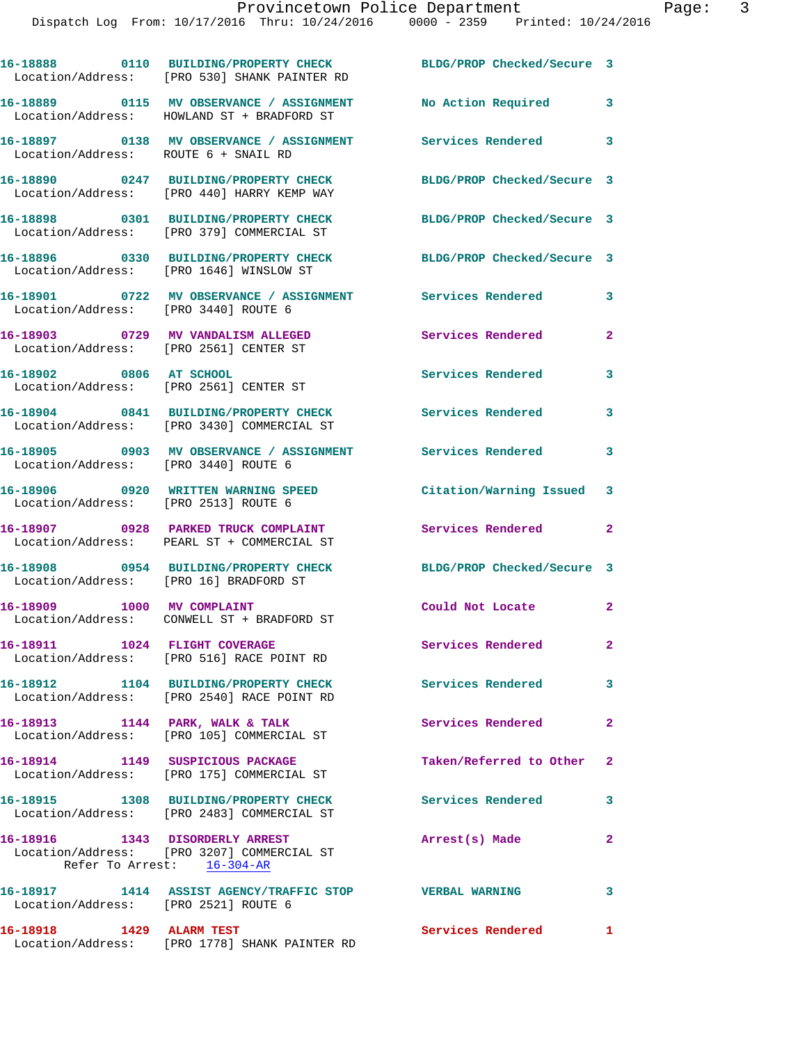16-18888 0110 BUILDING/PROPERTY CHECK BLDG/PROP Checked/Secure 3
Location/Address: [PRO 530] SHANK PAINTER RD

16-18889 0115 MV OBSERVANCE / ASSIGNMENT No Action Required 3
Location/Address: HOWLAND ST + BRADFORD ST

16-18897 0138 MV OBSERVANCE / ASSIGNMENT Services Rendered 3
Location/Address: ROUTE 6 + SNAIL RD

16-18890 0247 BUILDING/PROPERTY CHECK BLDG/PROP Checked/Secure 3
Location/Address: [PRO 440] HARRY KEMP WAY

16-18898 0301 BUILDING/PROPERTY CHECK BLDG/PROP Checked/Secure 3
Location/Address: [PRO 379] COMMERCIAL ST

16-18896 0330 BUILDING/PROPERTY CHECK BLDG/PROP Checked/Secure 3
Location/Address: [PRO 1646] WINSLOW ST

16-18901 0722 MV OBSERVANCE / ASSIGNMENT Services Rendered 3
Location/Address: [PRO 3440] ROUTE 6

16-18903 0729 MV VANDALISM ALLEGED Services Rendered 2
Location/Address: [PRO 2561] CENTER ST

16-18902 0806 AT SCHOOL Services Rendered 3
Location/Address: [PRO 2561] CENTER ST

16-18904 0841 BUILDING/PROPERTY CHECK Services Rendered 3
Location/Address: [PRO 3430] COMMERCIAL ST

16-18905 0903 MV OBSERVANCE / ASSIGNMENT Services Rendered 3
Location/Address: [PRO 3440] ROUTE 6

16-18906 0920 WRITTEN WARNING SPEED Citation/Warning Issued 3
Location/Address: [PRO 2513] ROUTE 6

16-18907 0928 PARKED TRUCK COMPLAINT Services Rendered 2
Location/Address: PEARL ST + COMMERCIAL ST

16-18908 0954 BUILDING/PROPERTY CHECK BLDG/PROP Checked/Secure 3
Location/Address: [PRO 16] BRADFORD ST

16-18909 1000 MV COMPLAINT Could Not Locate 2
Location/Address: CONWELL ST + BRADFORD ST

16-18911 1024 FLIGHT COVERAGE Services Rendered 2
Location/Address: [PRO 516] RACE POINT RD

16-18912 1104 BUILDING/PROPERTY CHECK Services Rendered 3
Location/Address: [PRO 2540] RACE POINT RD

16-18913 1144 PARK, WALK & TALK Services Rendered 2
Location/Address: [PRO 105] COMMERCIAL ST

16-18914 1149 SUSPICIOUS PACKAGE Taken/Referred to Other 2
Location/Address: [PRO 175] COMMERCIAL ST

16-18915 1308 BUILDING/PROPERTY CHECK Services Rendered 3
Location/Address: [PRO 2483] COMMERCIAL ST

16-18916 1343 DISORDERLY ARREST Arrest(s) Made 2
Location/Address: [PRO 3207] COMMERCIAL ST
Refer To Arrest: 16-304-AR

16-18917 1414 ASSIST AGENCY/TRAFFIC STOP VERBAL WARNING 3
Location/Address: [PRO 2521] ROUTE 6

16-18918 1429 ALARM TEST Services Rendered 1
Location/Address: [PRO 1778] SHANK PAINTER RD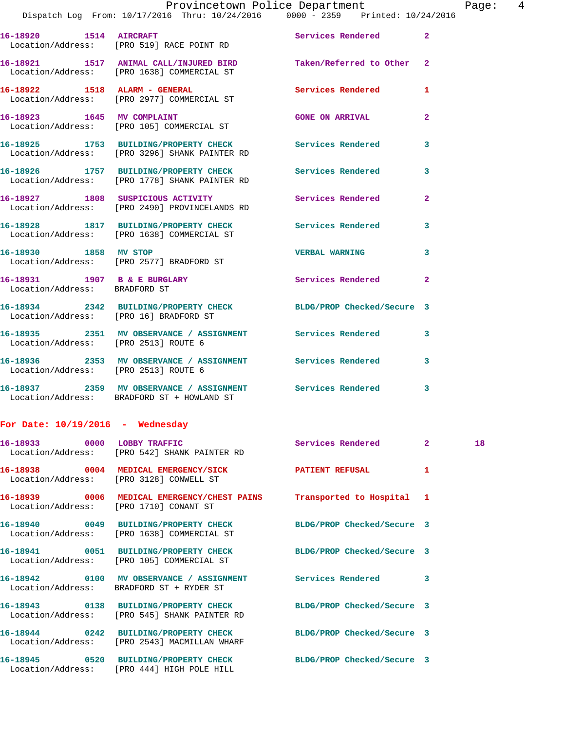16-18920 1514 AIRCRAFT Services Rendered 2
Location/Address: [PRO 519] RACE POINT RD

16-18921 1517 ANIMAL CALL/INJURED BIRD Taken/Referred to Other 2
Location/Address: [PRO 1638] COMMERCIAL ST

16-18922 1518 ALARM - GENERAL Services Rendered 1
Location/Address: [PRO 2977] COMMERCIAL ST

16-18923 1645 MV COMPLAINT GONE ON ARRIVAL 2
Location/Address: [PRO 105] COMMERCIAL ST

16-18925 1753 BUILDING/PROPERTY CHECK Services Rendered 3
Location/Address: [PRO 3296] SHANK PAINTER RD

16-18926 1757 BUILDING/PROPERTY CHECK Services Rendered 3
Location/Address: [PRO 1778] SHANK PAINTER RD

16-18927 1808 SUSPICIOUS ACTIVITY Services Rendered 2
Location/Address: [PRO 2490] PROVINCELANDS RD

16-18928 1817 BUILDING/PROPERTY CHECK Services Rendered 3
Location/Address: [PRO 1638] COMMERCIAL ST

16-18930 1858 MV STOP VERBAL WARNING 3
Location/Address: [PRO 2577] BRADFORD ST

16-18931 1907 B & E BURGLARY Services Rendered 2
Location/Address: BRADFORD ST

16-18934 2342 BUILDING/PROPERTY CHECK BLDG/PROP Checked/Secure 3
Location/Address: [PRO 16] BRADFORD ST

16-18935 2351 MV OBSERVANCE / ASSIGNMENT Services Rendered 3
Location/Address: [PRO 2513] ROUTE 6

16-18936 2353 MV OBSERVANCE / ASSIGNMENT Services Rendered 3
Location/Address: [PRO 2513] ROUTE 6

16-18937 2359 MV OBSERVANCE / ASSIGNMENT Services Rendered 3
Location/Address: BRADFORD ST + HOWLAND ST

**For Date: 10/19/2016 - Wednesday**

16-18933 0000 LOBBY TRAFFIC Services Rendered 2 18
Location/Address: [PRO 542] SHANK PAINTER RD

16-18938 0004 MEDICAL EMERGENCY/SICK PATIENT REFUSAL 1
Location/Address: [PRO 3128] CONWELL ST

16-18939 0006 MEDICAL EMERGENCY/CHEST PAINS Transported to Hospital 1
Location/Address: [PRO 1710] CONANT ST

16-18940 0049 BUILDING/PROPERTY CHECK BLDG/PROP Checked/Secure 3
Location/Address: [PRO 1638] COMMERCIAL ST

16-18941 0051 BUILDING/PROPERTY CHECK BLDG/PROP Checked/Secure 3
Location/Address: [PRO 105] COMMERCIAL ST

16-18942 0100 MV OBSERVANCE / ASSIGNMENT Services Rendered 3
Location/Address: BRADFORD ST + RYDER ST

16-18943 0138 BUILDING/PROPERTY CHECK BLDG/PROP Checked/Secure 3
Location/Address: [PRO 545] SHANK PAINTER RD

16-18944 0242 BUILDING/PROPERTY CHECK BLDG/PROP Checked/Secure 3
Location/Address: [PRO 2543] MACMILLAN WHARF

16-18945 0520 BUILDING/PROPERTY CHECK BLDG/PROP Checked/Secure 3
Location/Address: [PRO 444] HIGH POLE HILL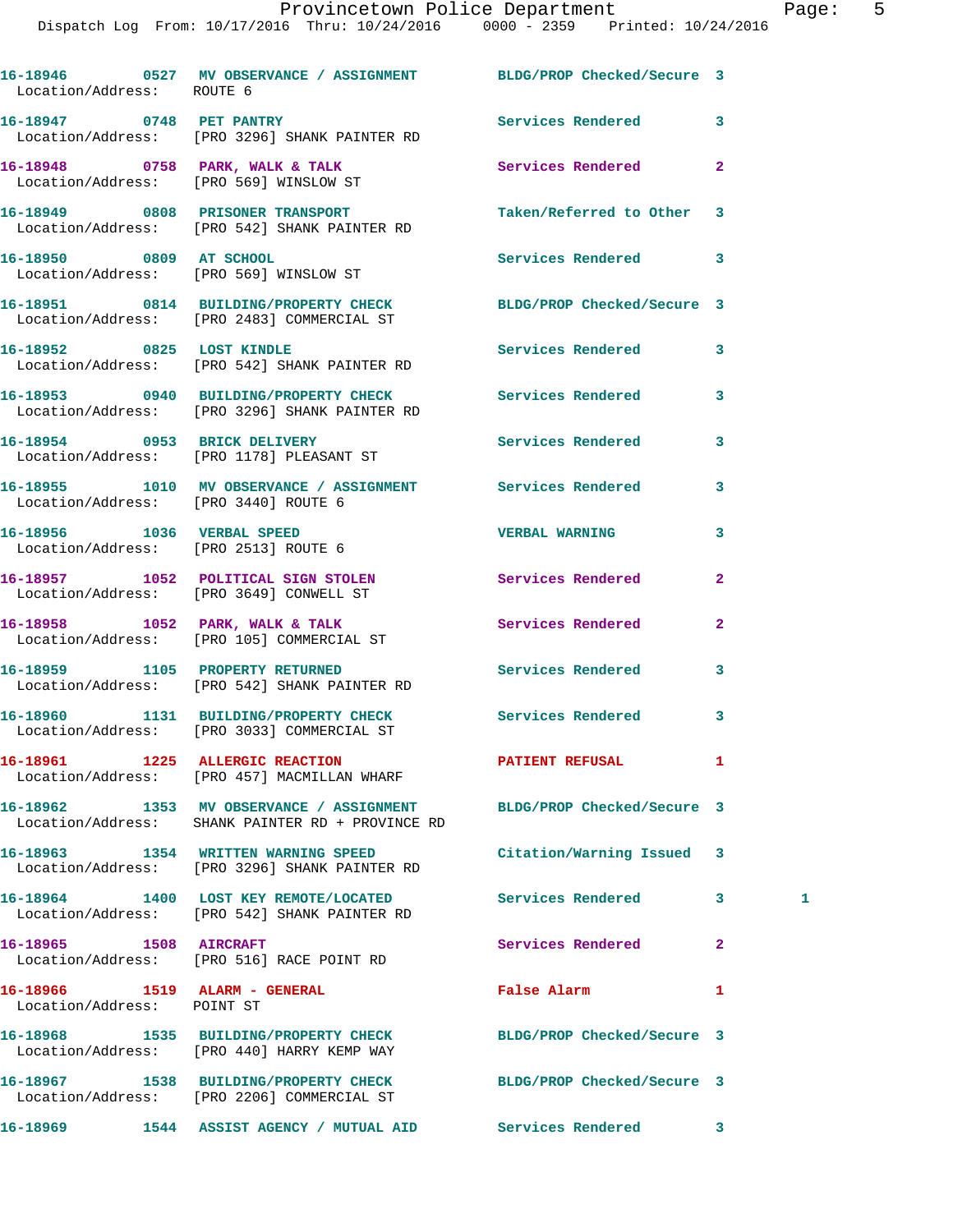16-18946 0527 MV OBSERVANCE / ASSIGNMENT BLDG/PROP Checked/Secure 3
Location/Address: ROUTE 6

16-18947 0748 PET PANTRY Services Rendered 3
Location/Address: [PRO 3296] SHANK PAINTER RD

16-18948 0758 PARK, WALK & TALK Services Rendered 2
Location/Address: [PRO 569] WINSLOW ST

16-18949 0808 PRISONER TRANSPORT Taken/Referred to Other 3
Location/Address: [PRO 542] SHANK PAINTER RD

16-18950 0809 AT SCHOOL Services Rendered 3
Location/Address: [PRO 569] WINSLOW ST

16-18951 0814 BUILDING/PROPERTY CHECK BLDG/PROP Checked/Secure 3
Location/Address: [PRO 2483] COMMERCIAL ST

16-18952 0825 LOST KINDLE Services Rendered 3
Location/Address: [PRO 542] SHANK PAINTER RD

16-18953 0940 BUILDING/PROPERTY CHECK Services Rendered 3
Location/Address: [PRO 3296] SHANK PAINTER RD

16-18954 0953 BRICK DELIVERY Services Rendered 3
Location/Address: [PRO 1178] PLEASANT ST

16-18955 1010 MV OBSERVANCE / ASSIGNMENT Services Rendered 3
Location/Address: [PRO 3440] ROUTE 6

16-18956 1036 VERBAL SPEED VERBAL WARNING 3
Location/Address: [PRO 2513] ROUTE 6

16-18957 1052 POLITICAL SIGN STOLEN Services Rendered 2
Location/Address: [PRO 3649] CONWELL ST

16-18958 1052 PARK, WALK & TALK Services Rendered 2
Location/Address: [PRO 105] COMMERCIAL ST

16-18959 1105 PROPERTY RETURNED Services Rendered 3
Location/Address: [PRO 542] SHANK PAINTER RD

16-18960 1131 BUILDING/PROPERTY CHECK Services Rendered 3
Location/Address: [PRO 3033] COMMERCIAL ST

16-18961 1225 ALLERGIC REACTION PATIENT REFUSAL 1
Location/Address: [PRO 457] MACMILLAN WHARF

16-18962 1353 MV OBSERVANCE / ASSIGNMENT BLDG/PROP Checked/Secure 3
Location/Address: SHANK PAINTER RD + PROVINCE RD

16-18963 1354 WRITTEN WARNING SPEED Citation/Warning Issued 3
Location/Address: [PRO 3296] SHANK PAINTER RD

16-18964 1400 LOST KEY REMOTE/LOCATED Services Rendered 3 1
Location/Address: [PRO 542] SHANK PAINTER RD

16-18965 1508 AIRCRAFT Services Rendered 2
Location/Address: [PRO 516] RACE POINT RD

16-18966 1519 ALARM - GENERAL False Alarm 1
Location/Address: POINT ST

16-18968 1535 BUILDING/PROPERTY CHECK BLDG/PROP Checked/Secure 3
Location/Address: [PRO 440] HARRY KEMP WAY

16-18967 1538 BUILDING/PROPERTY CHECK BLDG/PROP Checked/Secure 3
Location/Address: [PRO 2206] COMMERCIAL ST

16-18969 1544 ASSIST AGENCY / MUTUAL AID Services Rendered 3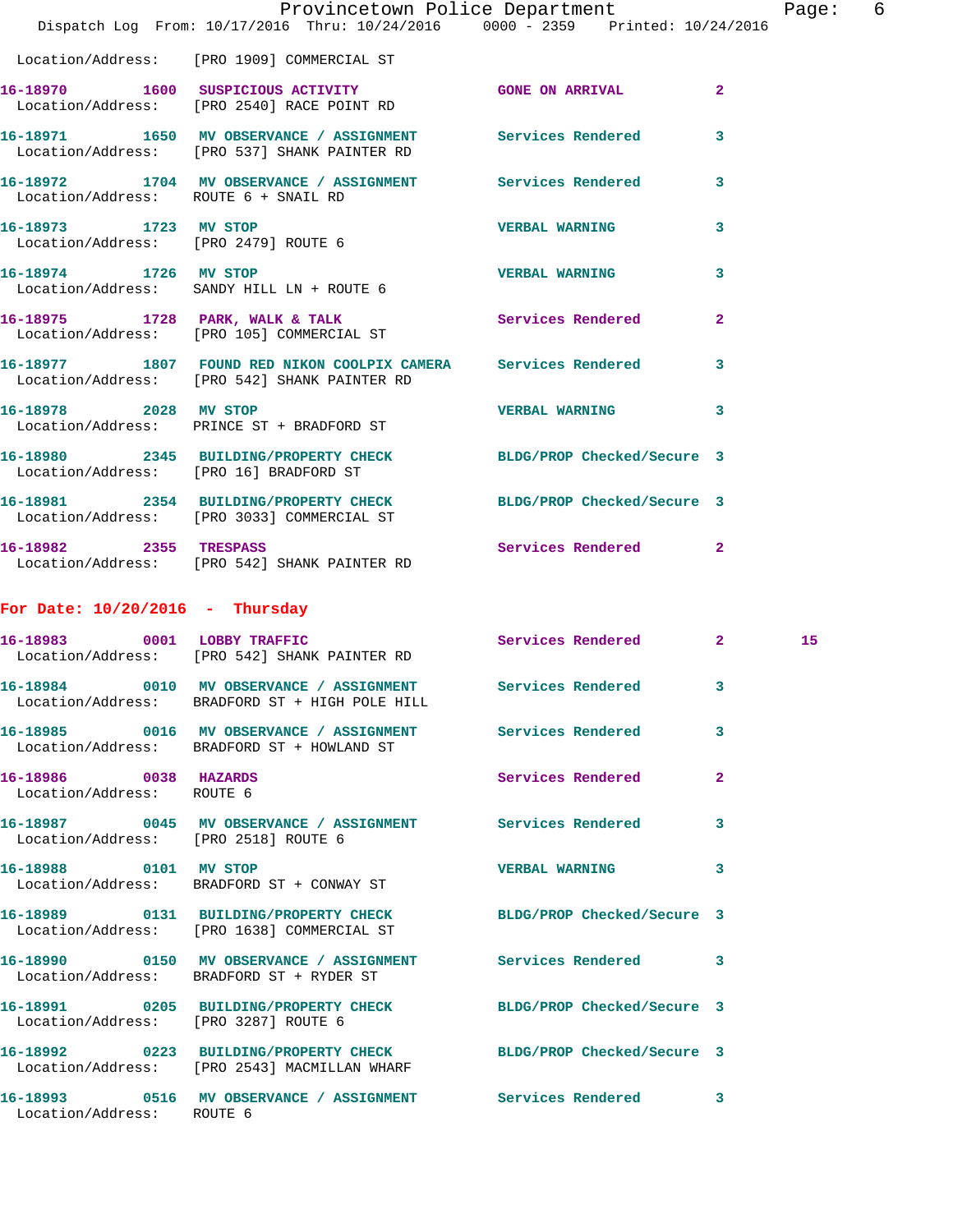Location/Address: [PRO 1909] COMMERCIAL ST

**16-18970 1600 SUSPICIOUS ACTIVITY** GONE ON ARRIVAL 2
Location/Address: [PRO 2540] RACE POINT RD

**16-18971 1650 MV OBSERVANCE / ASSIGNMENT** Services Rendered 3
Location/Address: [PRO 537] SHANK PAINTER RD

**16-18972 1704 MV OBSERVANCE / ASSIGNMENT** Services Rendered 3
Location/Address: ROUTE 6 + SNAIL RD

**16-18973 1723 MV STOP** VERBAL WARNING 3
Location/Address: [PRO 2479] ROUTE 6

**16-18974 1726 MV STOP** VERBAL WARNING 3
Location/Address: SANDY HILL LN + ROUTE 6

**16-18975 1728 PARK, WALK & TALK** Services Rendered 2
Location/Address: [PRO 105] COMMERCIAL ST

**16-18977 1807 FOUND RED NIKON COOLPIX CAMERA** Services Rendered 3
Location/Address: [PRO 542] SHANK PAINTER RD

**16-18978 2028 MV STOP** VERBAL WARNING 3
Location/Address: PRINCE ST + BRADFORD ST

**16-18980 2345 BUILDING/PROPERTY CHECK** BLDG/PROP Checked/Secure 3
Location/Address: [PRO 16] BRADFORD ST

**16-18981 2354 BUILDING/PROPERTY CHECK** BLDG/PROP Checked/Secure 3
Location/Address: [PRO 3033] COMMERCIAL ST

**16-18982 2355 TRESPASS** Services Rendered 2
Location/Address: [PRO 542] SHANK PAINTER RD

## For Date: 10/20/2016 - Thursday

**16-18983 0001 LOBBY TRAFFIC** Services Rendered 2 15
Location/Address: [PRO 542] SHANK PAINTER RD

**16-18984 0010 MV OBSERVANCE / ASSIGNMENT** Services Rendered 3
Location/Address: BRADFORD ST + HIGH POLE HILL

**16-18985 0016 MV OBSERVANCE / ASSIGNMENT** Services Rendered 3
Location/Address: BRADFORD ST + HOWLAND ST

**16-18986 0038 HAZARDS** Services Rendered 2
Location/Address: ROUTE 6

**16-18987 0045 MV OBSERVANCE / ASSIGNMENT** Services Rendered 3
Location/Address: [PRO 2518] ROUTE 6

**16-18988 0101 MV STOP** VERBAL WARNING 3
Location/Address: BRADFORD ST + CONWAY ST

**16-18989 0131 BUILDING/PROPERTY CHECK** BLDG/PROP Checked/Secure 3
Location/Address: [PRO 1638] COMMERCIAL ST

**16-18990 0150 MV OBSERVANCE / ASSIGNMENT** Services Rendered 3
Location/Address: BRADFORD ST + RYDER ST

**16-18991 0205 BUILDING/PROPERTY CHECK** BLDG/PROP Checked/Secure 3
Location/Address: [PRO 3287] ROUTE 6

**16-18992 0223 BUILDING/PROPERTY CHECK** BLDG/PROP Checked/Secure 3
Location/Address: [PRO 2543] MACMILLAN WHARF

**16-18993 0516 MV OBSERVANCE / ASSIGNMENT** Services Rendered 3
Location/Address: ROUTE 6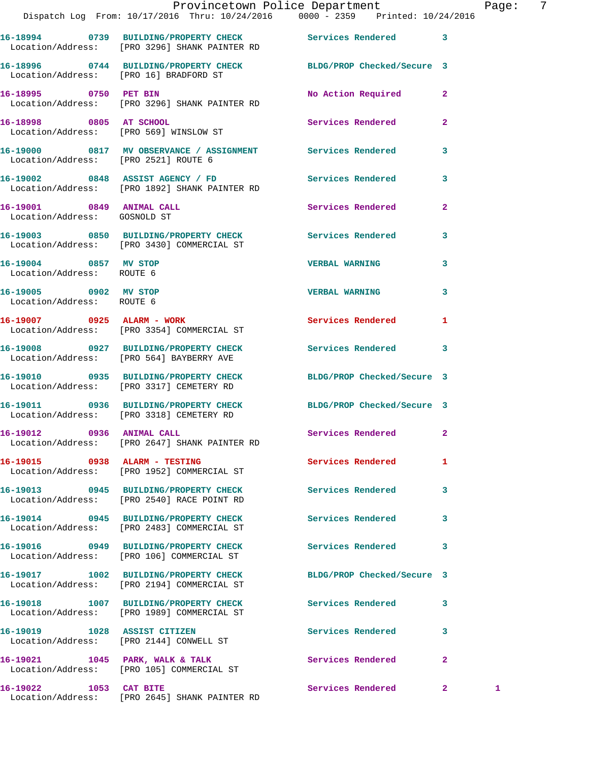16-18994 0739 BUILDING/PROPERTY CHECK Services Rendered 3
Location/Address: [PRO 3296] SHANK PAINTER RD

16-18996 0744 BUILDING/PROPERTY CHECK BLDG/PROP Checked/Secure 3
Location/Address: [PRO 16] BRADFORD ST

16-18995 0750 PET BIN No Action Required 2
Location/Address: [PRO 3296] SHANK PAINTER RD

16-18998 0805 AT SCHOOL Services Rendered 2
Location/Address: [PRO 569] WINSLOW ST

16-19000 0817 MV OBSERVANCE / ASSIGNMENT Services Rendered 3
Location/Address: [PRO 2521] ROUTE 6

16-19002 0848 ASSIST AGENCY / FD Services Rendered 3
Location/Address: [PRO 1892] SHANK PAINTER RD

16-19001 0849 ANIMAL CALL Services Rendered 2
Location/Address: GOSNOLD ST

16-19003 0850 BUILDING/PROPERTY CHECK Services Rendered 3
Location/Address: [PRO 3430] COMMERCIAL ST

16-19004 0857 MV STOP VERBAL WARNING 3
Location/Address: ROUTE 6

16-19005 0902 MV STOP VERBAL WARNING 3
Location/Address: ROUTE 6

16-19007 0925 ALARM - WORK Services Rendered 1
Location/Address: [PRO 3354] COMMERCIAL ST

16-19008 0927 BUILDING/PROPERTY CHECK Services Rendered 3
Location/Address: [PRO 564] BAYBERRY AVE

16-19010 0935 BUILDING/PROPERTY CHECK BLDG/PROP Checked/Secure 3
Location/Address: [PRO 3317] CEMETERY RD

16-19011 0936 BUILDING/PROPERTY CHECK BLDG/PROP Checked/Secure 3
Location/Address: [PRO 3318] CEMETERY RD

16-19012 0936 ANIMAL CALL Services Rendered 2
Location/Address: [PRO 2647] SHANK PAINTER RD

16-19015 0938 ALARM - TESTING Services Rendered 1
Location/Address: [PRO 1952] COMMERCIAL ST

16-19013 0945 BUILDING/PROPERTY CHECK Services Rendered 3
Location/Address: [PRO 2540] RACE POINT RD

16-19014 0945 BUILDING/PROPERTY CHECK Services Rendered 3
Location/Address: [PRO 2483] COMMERCIAL ST

16-19016 0949 BUILDING/PROPERTY CHECK Services Rendered 3
Location/Address: [PRO 106] COMMERCIAL ST

16-19017 1002 BUILDING/PROPERTY CHECK BLDG/PROP Checked/Secure 3
Location/Address: [PRO 2194] COMMERCIAL ST

16-19018 1007 BUILDING/PROPERTY CHECK Services Rendered 3
Location/Address: [PRO 1989] COMMERCIAL ST

16-19019 1028 ASSIST CITIZEN Services Rendered 3
Location/Address: [PRO 2144] CONWELL ST

16-19021 1045 PARK, WALK & TALK Services Rendered 2
Location/Address: [PRO 105] COMMERCIAL ST

16-19022 1053 CAT BITE Services Rendered 2 1
Location/Address: [PRO 2645] SHANK PAINTER RD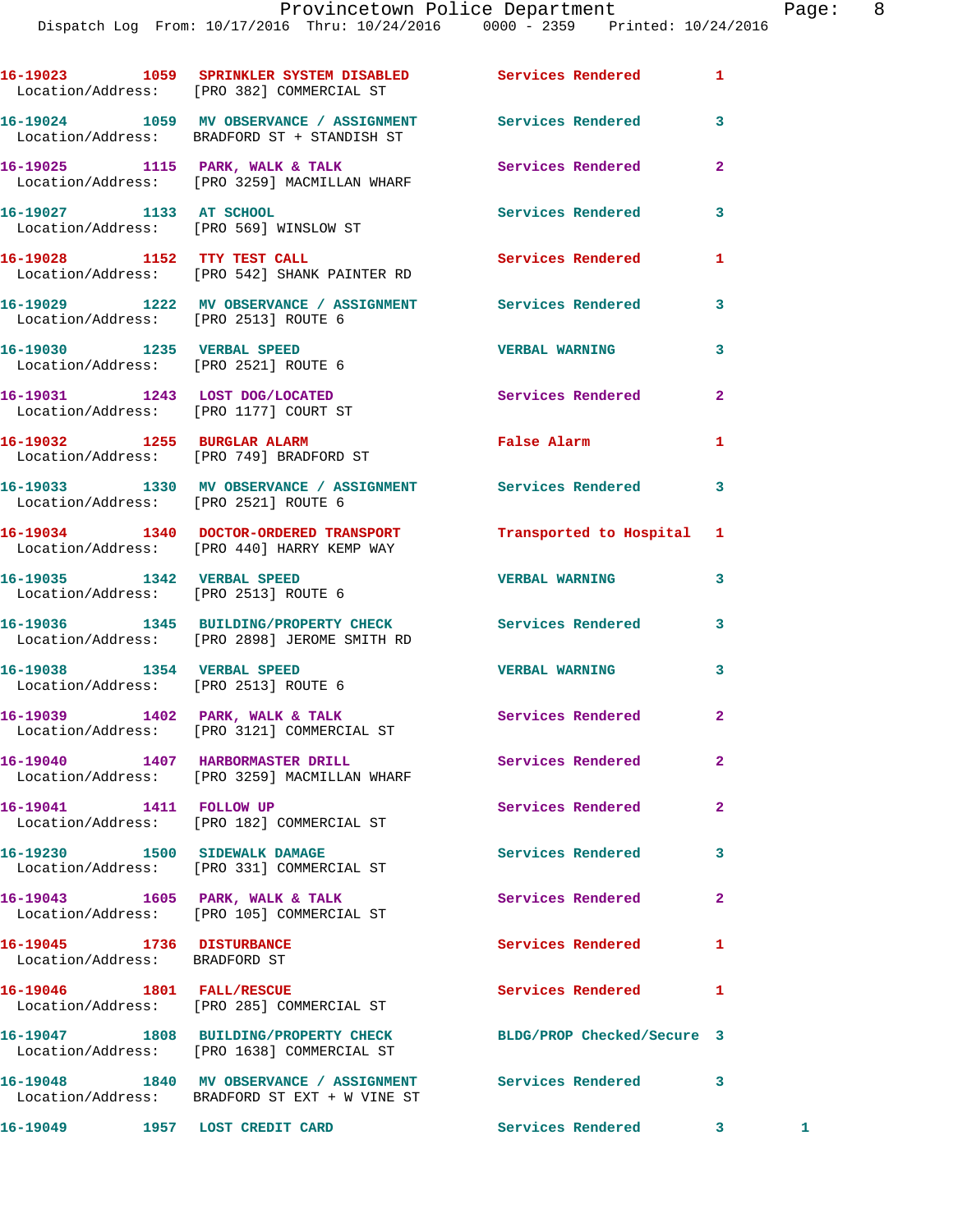16-19023 1059 SPRINKLER SYSTEM DISABLED Services Rendered 1
Location/Address: [PRO 382] COMMERCIAL ST

16-19024 1059 MV OBSERVANCE / ASSIGNMENT Services Rendered 3
Location/Address: BRADFORD ST + STANDISH ST

16-19025 1115 PARK, WALK & TALK Services Rendered 2
Location/Address: [PRO 3259] MACMILLAN WHARF

16-19027 1133 AT SCHOOL Services Rendered 3
Location/Address: [PRO 569] WINSLOW ST

16-19028 1152 TTY TEST CALL Services Rendered 1
Location/Address: [PRO 542] SHANK PAINTER RD

16-19029 1222 MV OBSERVANCE / ASSIGNMENT Services Rendered 3
Location/Address: [PRO 2513] ROUTE 6

16-19030 1235 VERBAL SPEED VERBAL WARNING 3
Location/Address: [PRO 2521] ROUTE 6

16-19031 1243 LOST DOG/LOCATED Services Rendered 2
Location/Address: [PRO 1177] COURT ST

16-19032 1255 BURGLAR ALARM False Alarm 1
Location/Address: [PRO 749] BRADFORD ST

16-19033 1330 MV OBSERVANCE / ASSIGNMENT Services Rendered 3
Location/Address: [PRO 2521] ROUTE 6

16-19034 1340 DOCTOR-ORDERED TRANSPORT Transported to Hospital 1
Location/Address: [PRO 440] HARRY KEMP WAY

16-19035 1342 VERBAL SPEED VERBAL WARNING 3
Location/Address: [PRO 2513] ROUTE 6

16-19036 1345 BUILDING/PROPERTY CHECK Services Rendered 3
Location/Address: [PRO 2898] JEROME SMITH RD

16-19038 1354 VERBAL SPEED VERBAL WARNING 3
Location/Address: [PRO 2513] ROUTE 6

16-19039 1402 PARK, WALK & TALK Services Rendered 2
Location/Address: [PRO 3121] COMMERCIAL ST

16-19040 1407 HARBORMASTER DRILL Services Rendered 2
Location/Address: [PRO 3259] MACMILLAN WHARF

16-19041 1411 FOLLOW UP Services Rendered 2
Location/Address: [PRO 182] COMMERCIAL ST

16-19230 1500 SIDEWALK DAMAGE Services Rendered 3
Location/Address: [PRO 331] COMMERCIAL ST

16-19043 1605 PARK, WALK & TALK Services Rendered 2
Location/Address: [PRO 105] COMMERCIAL ST

16-19045 1736 DISTURBANCE Services Rendered 1
Location/Address: BRADFORD ST

16-19046 1801 FALL/RESCUE Services Rendered 1
Location/Address: [PRO 285] COMMERCIAL ST

16-19047 1808 BUILDING/PROPERTY CHECK BLDG/PROP Checked/Secure 3
Location/Address: [PRO 1638] COMMERCIAL ST

16-19048 1840 MV OBSERVANCE / ASSIGNMENT Services Rendered 3
Location/Address: BRADFORD ST EXT + W VINE ST

16-19049 1957 LOST CREDIT CARD Services Rendered 3 1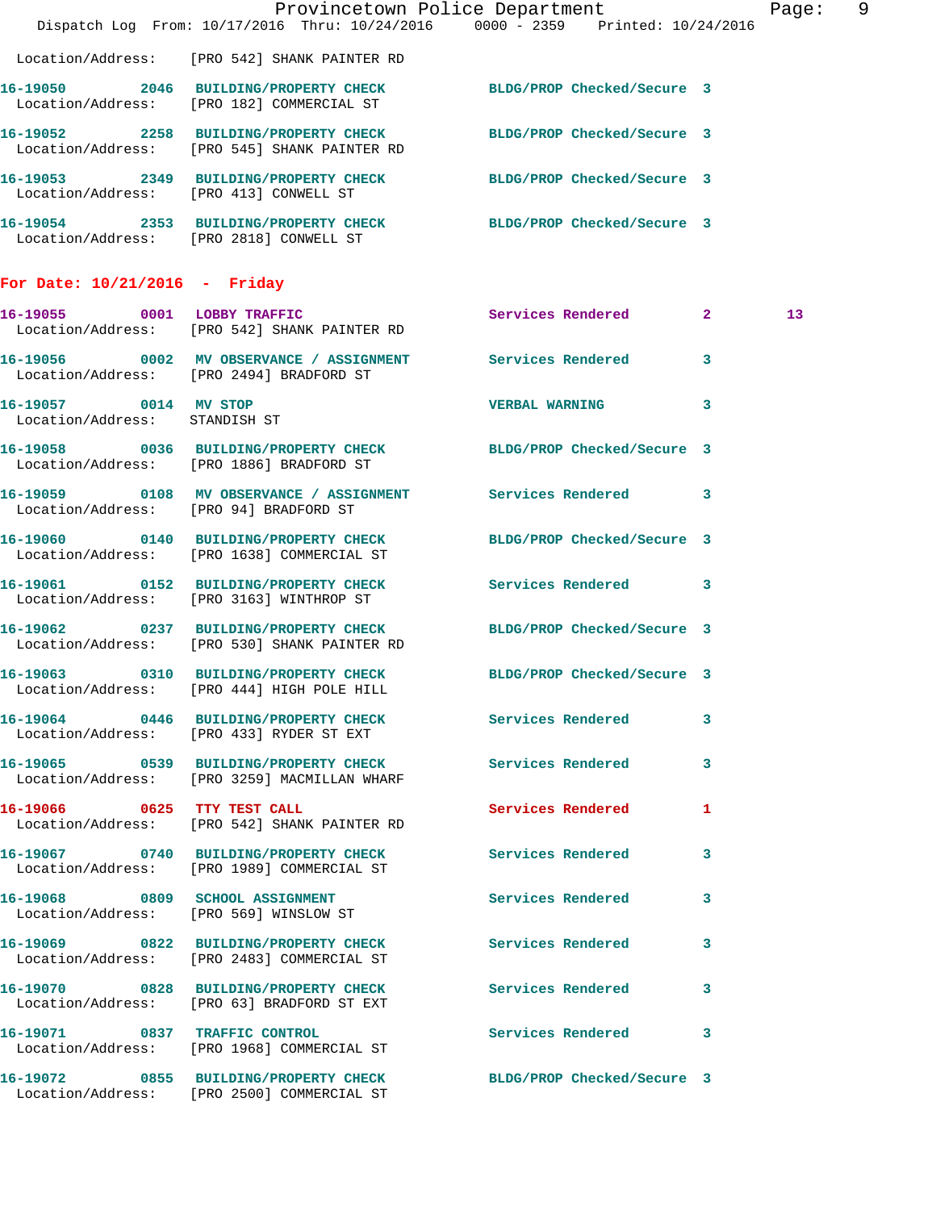Location/Address: [PRO 542] SHANK PAINTER RD

16-19050 2046 BUILDING/PROPERTY CHECK BLDG/PROP Checked/Secure 3
Location/Address: [PRO 182] COMMERCIAL ST

16-19052 2258 BUILDING/PROPERTY CHECK BLDG/PROP Checked/Secure 3
Location/Address: [PRO 545] SHANK PAINTER RD

16-19053 2349 BUILDING/PROPERTY CHECK BLDG/PROP Checked/Secure 3
Location/Address: [PRO 413] CONWELL ST

16-19054 2353 BUILDING/PROPERTY CHECK BLDG/PROP Checked/Secure 3
Location/Address: [PRO 2818] CONWELL ST

**For Date: 10/21/2016 - Friday**

16-19055 0001 LOBBY TRAFFIC Services Rendered 2 13
Location/Address: [PRO 542] SHANK PAINTER RD

16-19056 0002 MV OBSERVANCE / ASSIGNMENT Services Rendered 3
Location/Address: [PRO 2494] BRADFORD ST

16-19057 0014 MV STOP VERBAL WARNING 3
Location/Address: STANDISH ST

16-19058 0036 BUILDING/PROPERTY CHECK BLDG/PROP Checked/Secure 3
Location/Address: [PRO 1886] BRADFORD ST

16-19059 0108 MV OBSERVANCE / ASSIGNMENT Services Rendered 3
Location/Address: [PRO 94] BRADFORD ST

16-19060 0140 BUILDING/PROPERTY CHECK BLDG/PROP Checked/Secure 3
Location/Address: [PRO 1638] COMMERCIAL ST

16-19061 0152 BUILDING/PROPERTY CHECK Services Rendered 3
Location/Address: [PRO 3163] WINTHROP ST

16-19062 0237 BUILDING/PROPERTY CHECK BLDG/PROP Checked/Secure 3
Location/Address: [PRO 530] SHANK PAINTER RD

16-19063 0310 BUILDING/PROPERTY CHECK BLDG/PROP Checked/Secure 3
Location/Address: [PRO 444] HIGH POLE HILL

16-19064 0446 BUILDING/PROPERTY CHECK Services Rendered 3
Location/Address: [PRO 433] RYDER ST EXT

16-19065 0539 BUILDING/PROPERTY CHECK Services Rendered 3
Location/Address: [PRO 3259] MACMILLAN WHARF

16-19066 0625 TTY TEST CALL Services Rendered 1
Location/Address: [PRO 542] SHANK PAINTER RD

16-19067 0740 BUILDING/PROPERTY CHECK Services Rendered 3
Location/Address: [PRO 1989] COMMERCIAL ST

16-19068 0809 SCHOOL ASSIGNMENT Services Rendered 3
Location/Address: [PRO 569] WINSLOW ST

16-19069 0822 BUILDING/PROPERTY CHECK Services Rendered 3
Location/Address: [PRO 2483] COMMERCIAL ST

16-19070 0828 BUILDING/PROPERTY CHECK Services Rendered 3
Location/Address: [PRO 63] BRADFORD ST EXT

16-19071 0837 TRAFFIC CONTROL Services Rendered 3
Location/Address: [PRO 1968] COMMERCIAL ST

16-19072 0855 BUILDING/PROPERTY CHECK BLDG/PROP Checked/Secure 3
Location/Address: [PRO 2500] COMMERCIAL ST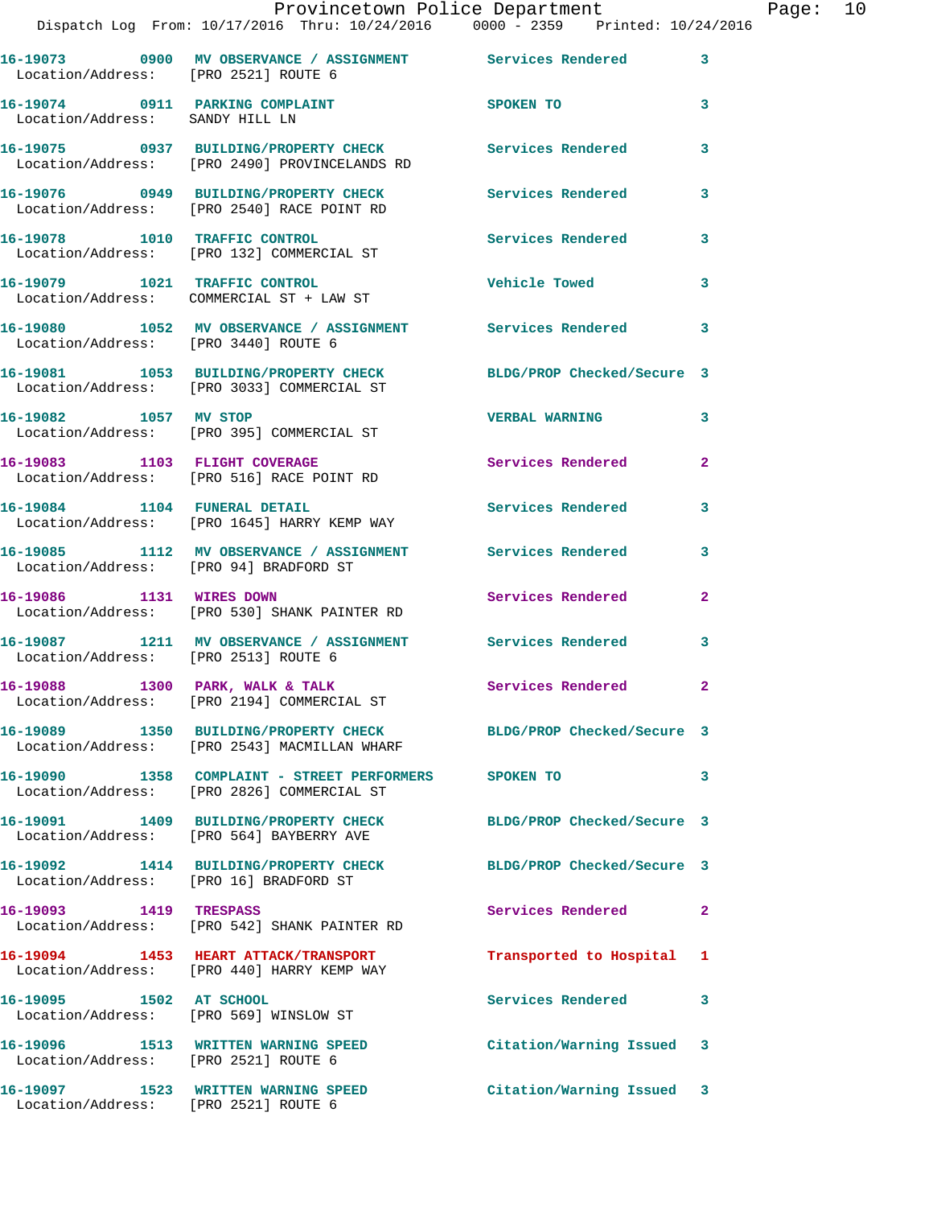16-19073 0900 MV OBSERVANCE / ASSIGNMENT Services Rendered 3
Location/Address: [PRO 2521] ROUTE 6

16-19074 0911 PARKING COMPLAINT SPOKEN TO 3
Location/Address: SANDY HILL LN

16-19075 0937 BUILDING/PROPERTY CHECK Services Rendered 3
Location/Address: [PRO 2490] PROVINCELANDS RD

16-19076 0949 BUILDING/PROPERTY CHECK Services Rendered 3
Location/Address: [PRO 2540] RACE POINT RD

16-19078 1010 TRAFFIC CONTROL Services Rendered 3
Location/Address: [PRO 132] COMMERCIAL ST

16-19079 1021 TRAFFIC CONTROL Vehicle Towed 3
Location/Address: COMMERCIAL ST + LAW ST

16-19080 1052 MV OBSERVANCE / ASSIGNMENT Services Rendered 3
Location/Address: [PRO 3440] ROUTE 6

16-19081 1053 BUILDING/PROPERTY CHECK BLDG/PROP Checked/Secure 3
Location/Address: [PRO 3033] COMMERCIAL ST

16-19082 1057 MV STOP VERBAL WARNING 3
Location/Address: [PRO 395] COMMERCIAL ST

16-19083 1103 FLIGHT COVERAGE Services Rendered 2
Location/Address: [PRO 516] RACE POINT RD

16-19084 1104 FUNERAL DETAIL Services Rendered 3
Location/Address: [PRO 1645] HARRY KEMP WAY

16-19085 1112 MV OBSERVANCE / ASSIGNMENT Services Rendered 3
Location/Address: [PRO 94] BRADFORD ST

16-19086 1131 WIRES DOWN Services Rendered 2
Location/Address: [PRO 530] SHANK PAINTER RD

16-19087 1211 MV OBSERVANCE / ASSIGNMENT Services Rendered 3
Location/Address: [PRO 2513] ROUTE 6

16-19088 1300 PARK, WALK & TALK Services Rendered 2
Location/Address: [PRO 2194] COMMERCIAL ST

16-19089 1350 BUILDING/PROPERTY CHECK BLDG/PROP Checked/Secure 3
Location/Address: [PRO 2543] MACMILLAN WHARF

16-19090 1358 COMPLAINT - STREET PERFORMERS SPOKEN TO 3
Location/Address: [PRO 2826] COMMERCIAL ST

16-19091 1409 BUILDING/PROPERTY CHECK BLDG/PROP Checked/Secure 3
Location/Address: [PRO 564] BAYBERRY AVE

16-19092 1414 BUILDING/PROPERTY CHECK BLDG/PROP Checked/Secure 3
Location/Address: [PRO 16] BRADFORD ST

16-19093 1419 TRESPASS Services Rendered 2
Location/Address: [PRO 542] SHANK PAINTER RD

16-19094 1453 HEART ATTACK/TRANSPORT Transported to Hospital 1
Location/Address: [PRO 440] HARRY KEMP WAY

16-19095 1502 AT SCHOOL Services Rendered 3
Location/Address: [PRO 569] WINSLOW ST

16-19096 1513 WRITTEN WARNING SPEED Citation/Warning Issued 3
Location/Address: [PRO 2521] ROUTE 6

16-19097 1523 WRITTEN WARNING SPEED Citation/Warning Issued 3
Location/Address: [PRO 2521] ROUTE 6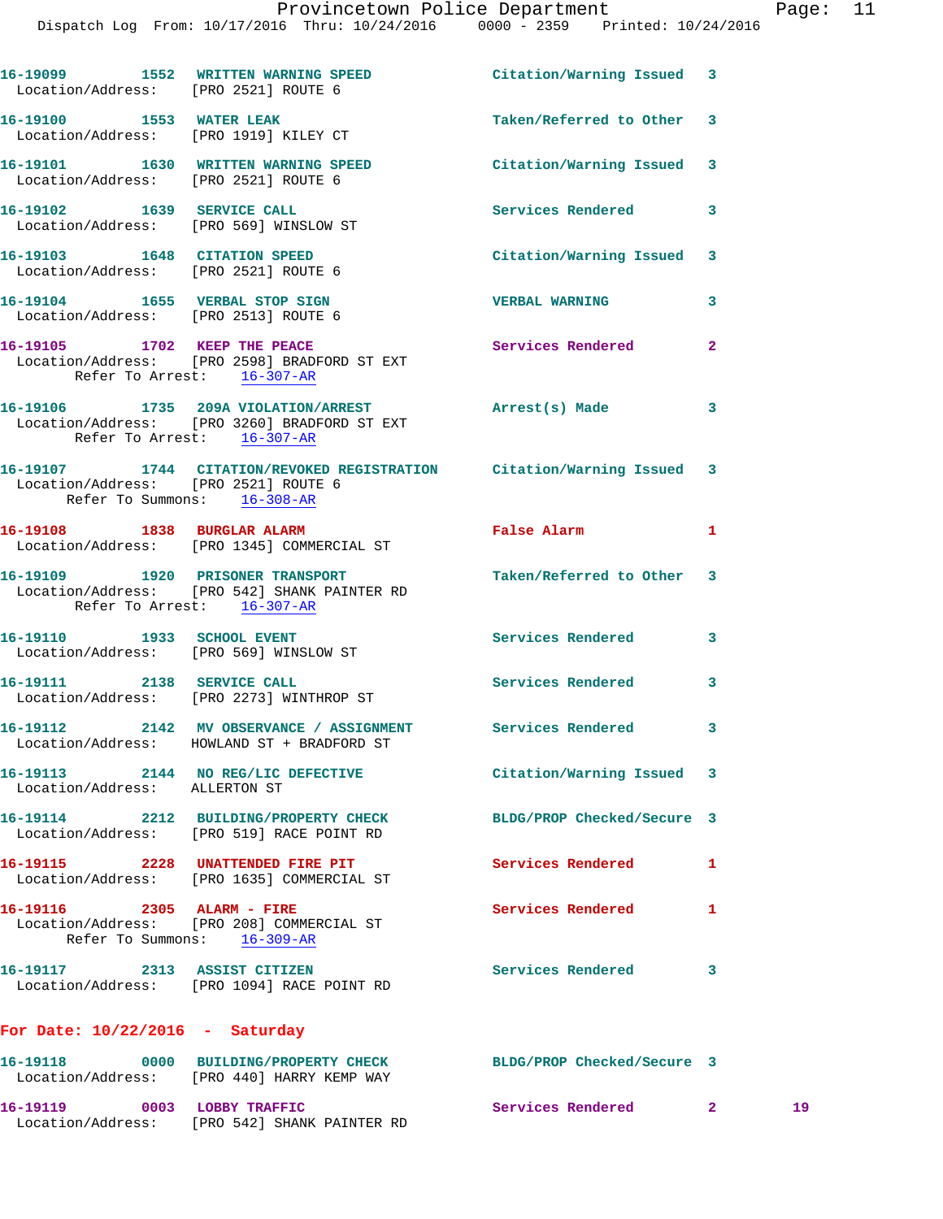16-19099 1552 WRITTEN WARNING SPEED Citation/Warning Issued 3
Location/Address: [PRO 2521] ROUTE 6

16-19100 1553 WATER LEAK Taken/Referred to Other 3
Location/Address: [PRO 1919] KILEY CT

16-19101 1630 WRITTEN WARNING SPEED Citation/Warning Issued 3
Location/Address: [PRO 2521] ROUTE 6

16-19102 1639 SERVICE CALL Services Rendered 3
Location/Address: [PRO 569] WINSLOW ST

16-19103 1648 CITATION SPEED Citation/Warning Issued 3
Location/Address: [PRO 2521] ROUTE 6

16-19104 1655 VERBAL STOP SIGN VERBAL WARNING 3
Location/Address: [PRO 2513] ROUTE 6

16-19105 1702 KEEP THE PEACE Services Rendered 2
Location/Address: [PRO 2598] BRADFORD ST EXT
Refer To Arrest: 16-307-AR

16-19106 1735 209A VIOLATION/ARREST Arrest(s) Made 3
Location/Address: [PRO 3260] BRADFORD ST EXT
Refer To Arrest: 16-307-AR

16-19107 1744 CITATION/REVOKED REGISTRATION Citation/Warning Issued 3
Location/Address: [PRO 2521] ROUTE 6
Refer To Summons: 16-308-AR

16-19108 1838 BURGLAR ALARM False Alarm 1
Location/Address: [PRO 1345] COMMERCIAL ST

16-19109 1920 PRISONER TRANSPORT Taken/Referred to Other 3
Location/Address: [PRO 542] SHANK PAINTER RD
Refer To Arrest: 16-307-AR

16-19110 1933 SCHOOL EVENT Services Rendered 3
Location/Address: [PRO 569] WINSLOW ST

16-19111 2138 SERVICE CALL Services Rendered 3
Location/Address: [PRO 2273] WINTHROP ST

16-19112 2142 MV OBSERVANCE / ASSIGNMENT Services Rendered 3
Location/Address: HOWLAND ST + BRADFORD ST

16-19113 2144 NO REG/LIC DEFECTIVE Citation/Warning Issued 3
Location/Address: ALLERTON ST

16-19114 2212 BUILDING/PROPERTY CHECK BLDG/PROP Checked/Secure 3
Location/Address: [PRO 519] RACE POINT RD

16-19115 2228 UNATTENDED FIRE PIT Services Rendered 1
Location/Address: [PRO 1635] COMMERCIAL ST

16-19116 2305 ALARM - FIRE Services Rendered 1
Location/Address: [PRO 208] COMMERCIAL ST
Refer To Summons: 16-309-AR

16-19117 2313 ASSIST CITIZEN Services Rendered 3
Location/Address: [PRO 1094] RACE POINT RD

## For Date: 10/22/2016 - Saturday

16-19118 0000 BUILDING/PROPERTY CHECK BLDG/PROP Checked/Secure 3
Location/Address: [PRO 440] HARRY KEMP WAY

16-19119 0003 LOBBY TRAFFIC Services Rendered 2 19
Location/Address: [PRO 542] SHANK PAINTER RD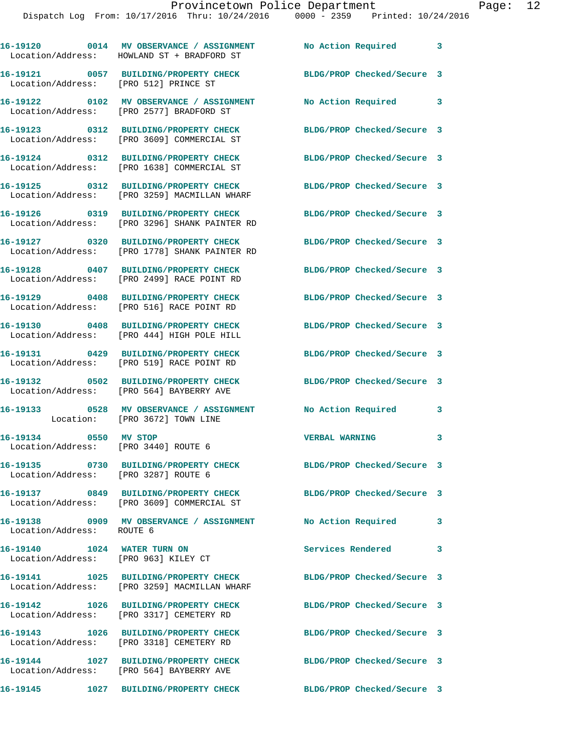16-19120 0014 MV OBSERVANCE / ASSIGNMENT No Action Required 3
Location/Address: HOWLAND ST + BRADFORD ST

16-19121 0057 BUILDING/PROPERTY CHECK BLDG/PROP Checked/Secure 3
Location/Address: [PRO 512] PRINCE ST

16-19122 0102 MV OBSERVANCE / ASSIGNMENT No Action Required 3
Location/Address: [PRO 2577] BRADFORD ST

16-19123 0312 BUILDING/PROPERTY CHECK BLDG/PROP Checked/Secure 3
Location/Address: [PRO 3609] COMMERCIAL ST

16-19124 0312 BUILDING/PROPERTY CHECK BLDG/PROP Checked/Secure 3
Location/Address: [PRO 1638] COMMERCIAL ST

16-19125 0312 BUILDING/PROPERTY CHECK BLDG/PROP Checked/Secure 3
Location/Address: [PRO 3259] MACMILLAN WHARF

16-19126 0319 BUILDING/PROPERTY CHECK BLDG/PROP Checked/Secure 3
Location/Address: [PRO 3296] SHANK PAINTER RD

16-19127 0320 BUILDING/PROPERTY CHECK BLDG/PROP Checked/Secure 3
Location/Address: [PRO 1778] SHANK PAINTER RD

16-19128 0407 BUILDING/PROPERTY CHECK BLDG/PROP Checked/Secure 3
Location/Address: [PRO 2499] RACE POINT RD

16-19129 0408 BUILDING/PROPERTY CHECK BLDG/PROP Checked/Secure 3
Location/Address: [PRO 516] RACE POINT RD

16-19130 0408 BUILDING/PROPERTY CHECK BLDG/PROP Checked/Secure 3
Location/Address: [PRO 444] HIGH POLE HILL

16-19131 0429 BUILDING/PROPERTY CHECK BLDG/PROP Checked/Secure 3
Location/Address: [PRO 519] RACE POINT RD

16-19132 0502 BUILDING/PROPERTY CHECK BLDG/PROP Checked/Secure 3
Location/Address: [PRO 564] BAYBERRY AVE

16-19133 0528 MV OBSERVANCE / ASSIGNMENT No Action Required 3
Location: [PRO 3672] TOWN LINE

16-19134 0550 MV STOP VERBAL WARNING 3
Location/Address: [PRO 3440] ROUTE 6

16-19135 0730 BUILDING/PROPERTY CHECK BLDG/PROP Checked/Secure 3
Location/Address: [PRO 3287] ROUTE 6

16-19137 0849 BUILDING/PROPERTY CHECK BLDG/PROP Checked/Secure 3
Location/Address: [PRO 3609] COMMERCIAL ST

16-19138 0909 MV OBSERVANCE / ASSIGNMENT No Action Required 3
Location/Address: ROUTE 6

16-19140 1024 WATER TURN ON Services Rendered 3
Location/Address: [PRO 963] KILEY CT

16-19141 1025 BUILDING/PROPERTY CHECK BLDG/PROP Checked/Secure 3
Location/Address: [PRO 3259] MACMILLAN WHARF

16-19142 1026 BUILDING/PROPERTY CHECK BLDG/PROP Checked/Secure 3
Location/Address: [PRO 3317] CEMETERY RD

16-19143 1026 BUILDING/PROPERTY CHECK BLDG/PROP Checked/Secure 3
Location/Address: [PRO 3318] CEMETERY RD

16-19144 1027 BUILDING/PROPERTY CHECK BLDG/PROP Checked/Secure 3
Location/Address: [PRO 564] BAYBERRY AVE

16-19145 1027 BUILDING/PROPERTY CHECK BLDG/PROP Checked/Secure 3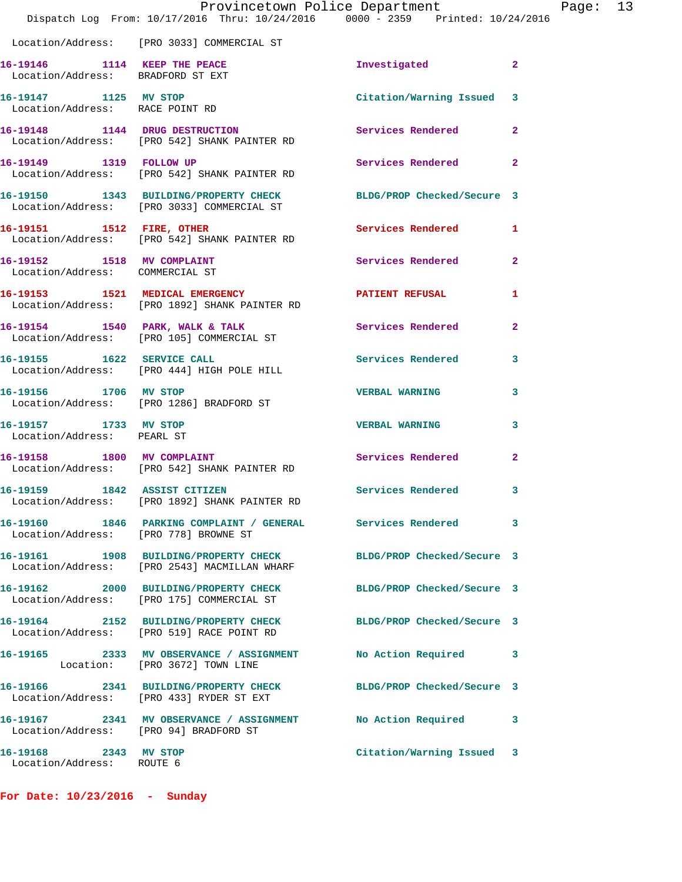Location/Address: [PRO 3033] COMMERCIAL ST

| | | | | |
|---|---|---|---|---|
| 16-19146 | 1114 | KEEP THE PEACE | Investigated | 2 |
| Location/Address: | BRADFORD ST EXT | | | |
| 16-19147 | 1125 | MV STOP | Citation/Warning Issued | 3 |
| Location/Address: | RACE POINT RD | | | |
| 16-19148 | 1144 | DRUG DESTRUCTION | Services Rendered | 2 |
| Location/Address: | [PRO 542] SHANK PAINTER RD | | | |
| 16-19149 | 1319 | FOLLOW UP | Services Rendered | 2 |
| Location/Address: | [PRO 542] SHANK PAINTER RD | | | |
| 16-19150 | 1343 | BUILDING/PROPERTY CHECK | BLDG/PROP Checked/Secure | 3 |
| Location/Address: | [PRO 3033] COMMERCIAL ST | | | |
| 16-19151 | 1512 | FIRE, OTHER | Services Rendered | 1 |
| Location/Address: | [PRO 542] SHANK PAINTER RD | | | |
| 16-19152 | 1518 | MV COMPLAINT | Services Rendered | 2 |
| Location/Address: | COMMERCIAL ST | | | |
| 16-19153 | 1521 | MEDICAL EMERGENCY | PATIENT REFUSAL | 1 |
| Location/Address: | [PRO 1892] SHANK PAINTER RD | | | |
| 16-19154 | 1540 | PARK, WALK & TALK | Services Rendered | 2 |
| Location/Address: | [PRO 105] COMMERCIAL ST | | | |
| 16-19155 | 1622 | SERVICE CALL | Services Rendered | 3 |
| Location/Address: | [PRO 444] HIGH POLE HILL | | | |
| 16-19156 | 1706 | MV STOP | VERBAL WARNING | 3 |
| Location/Address: | [PRO 1286] BRADFORD ST | | | |
| 16-19157 | 1733 | MV STOP | VERBAL WARNING | 3 |
| Location/Address: | PEARL ST | | | |
| 16-19158 | 1800 | MV COMPLAINT | Services Rendered | 2 |
| Location/Address: | [PRO 542] SHANK PAINTER RD | | | |
| 16-19159 | 1842 | ASSIST CITIZEN | Services Rendered | 3 |
| Location/Address: | [PRO 1892] SHANK PAINTER RD | | | |
| 16-19160 | 1846 | PARKING COMPLAINT / GENERAL | Services Rendered | 3 |
| Location/Address: | [PRO 778] BROWNE ST | | | |
| 16-19161 | 1908 | BUILDING/PROPERTY CHECK | BLDG/PROP Checked/Secure | 3 |
| Location/Address: | [PRO 2543] MACMILLAN WHARF | | | |
| 16-19162 | 2000 | BUILDING/PROPERTY CHECK | BLDG/PROP Checked/Secure | 3 |
| Location/Address: | [PRO 175] COMMERCIAL ST | | | |
| 16-19164 | 2152 | BUILDING/PROPERTY CHECK | BLDG/PROP Checked/Secure | 3 |
| Location/Address: | [PRO 519] RACE POINT RD | | | |
| 16-19165 | 2333 | MV OBSERVANCE / ASSIGNMENT | No Action Required | 3 |
| Location: | [PRO 3672] TOWN LINE | | | |
| 16-19166 | 2341 | BUILDING/PROPERTY CHECK | BLDG/PROP Checked/Secure | 3 |
| Location/Address: | [PRO 433] RYDER ST EXT | | | |
| 16-19167 | 2341 | MV OBSERVANCE / ASSIGNMENT | No Action Required | 3 |
| Location/Address: | [PRO 94] BRADFORD ST | | | |
| 16-19168 | 2343 | MV STOP | Citation/Warning Issued | 3 |
| Location/Address: | ROUTE 6 | | | |

**For Date: 10/23/2016 - Sunday**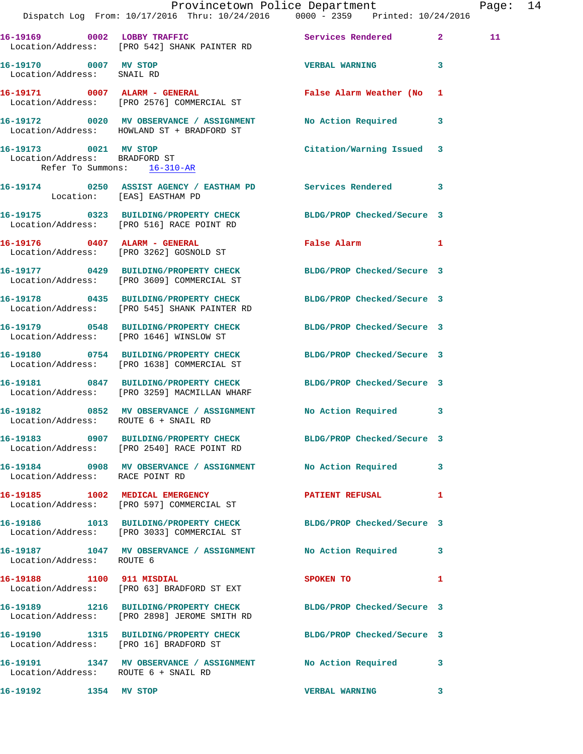16-19169 0002 LOBBY TRAFFIC Services Rendered 2 11
Location/Address: [PRO 542] SHANK PAINTER RD

16-19170 0007 MV STOP VERBAL WARNING 3
Location/Address: SNAIL RD

16-19171 0007 ALARM - GENERAL False Alarm Weather (No 1
Location/Address: [PRO 2576] COMMERCIAL ST

16-19172 0020 MV OBSERVANCE / ASSIGNMENT No Action Required 3
Location/Address: HOWLAND ST + BRADFORD ST

16-19173 0021 MV STOP Citation/Warning Issued 3
Location/Address: BRADFORD ST
Refer To Summons: 16-310-AR

16-19174 0250 ASSIST AGENCY / EASTHAM PD Services Rendered 3
Location: [EAS] EASTHAM PD

16-19175 0323 BUILDING/PROPERTY CHECK BLDG/PROP Checked/Secure 3
Location/Address: [PRO 516] RACE POINT RD

16-19176 0407 ALARM - GENERAL False Alarm 1
Location/Address: [PRO 3262] GOSNOLD ST

16-19177 0429 BUILDING/PROPERTY CHECK BLDG/PROP Checked/Secure 3
Location/Address: [PRO 3609] COMMERCIAL ST

16-19178 0435 BUILDING/PROPERTY CHECK BLDG/PROP Checked/Secure 3
Location/Address: [PRO 545] SHANK PAINTER RD

16-19179 0548 BUILDING/PROPERTY CHECK BLDG/PROP Checked/Secure 3
Location/Address: [PRO 1646] WINSLOW ST

16-19180 0754 BUILDING/PROPERTY CHECK BLDG/PROP Checked/Secure 3
Location/Address: [PRO 1638] COMMERCIAL ST

16-19181 0847 BUILDING/PROPERTY CHECK BLDG/PROP Checked/Secure 3
Location/Address: [PRO 3259] MACMILLAN WHARF

16-19182 0852 MV OBSERVANCE / ASSIGNMENT No Action Required 3
Location/Address: ROUTE 6 + SNAIL RD

16-19183 0907 BUILDING/PROPERTY CHECK BLDG/PROP Checked/Secure 3
Location/Address: [PRO 2540] RACE POINT RD

16-19184 0908 MV OBSERVANCE / ASSIGNMENT No Action Required 3
Location/Address: RACE POINT RD

16-19185 1002 MEDICAL EMERGENCY PATIENT REFUSAL 1
Location/Address: [PRO 597] COMMERCIAL ST

16-19186 1013 BUILDING/PROPERTY CHECK BLDG/PROP Checked/Secure 3
Location/Address: [PRO 3033] COMMERCIAL ST

16-19187 1047 MV OBSERVANCE / ASSIGNMENT No Action Required 3
Location/Address: ROUTE 6

16-19188 1100 911 MISDIAL SPOKEN TO 1
Location/Address: [PRO 63] BRADFORD ST EXT

16-19189 1216 BUILDING/PROPERTY CHECK BLDG/PROP Checked/Secure 3
Location/Address: [PRO 2898] JEROME SMITH RD

16-19190 1315 BUILDING/PROPERTY CHECK BLDG/PROP Checked/Secure 3
Location/Address: [PRO 16] BRADFORD ST

16-19191 1347 MV OBSERVANCE / ASSIGNMENT No Action Required 3
Location/Address: ROUTE 6 + SNAIL RD

16-19192 1354 MV STOP VERBAL WARNING 3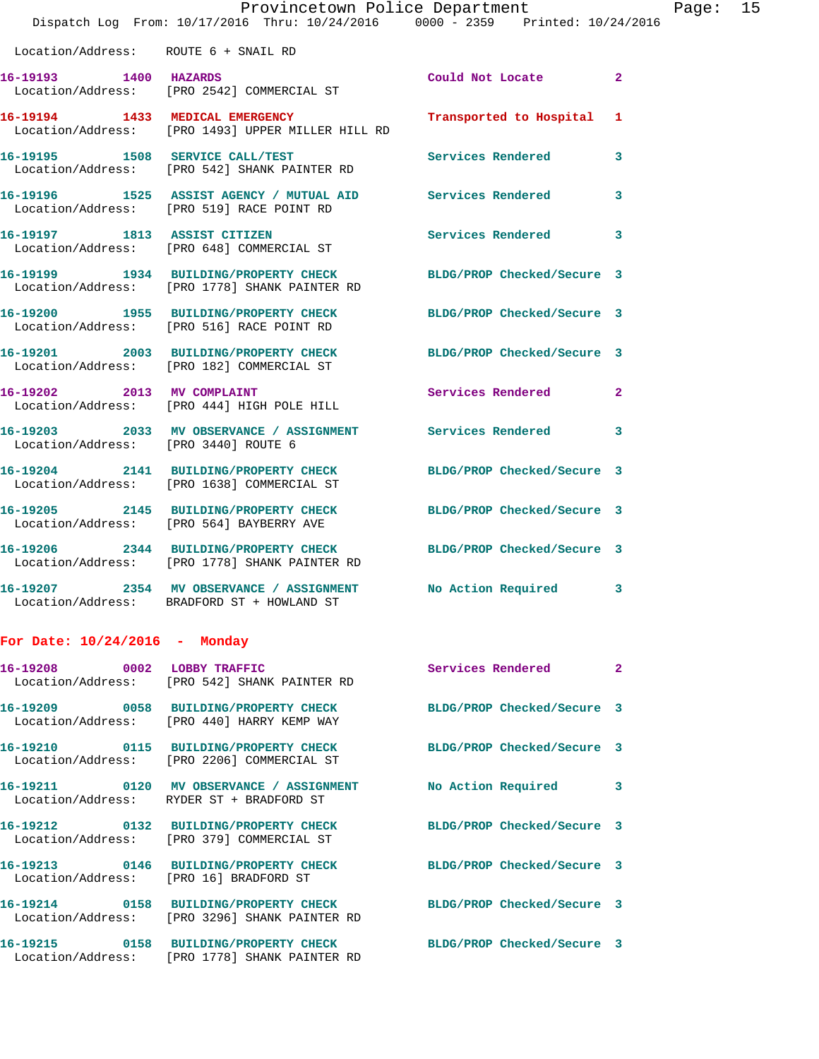Location/Address: ROUTE 6 + SNAIL RD

| Call # | Time | Call Reason | Action | Priority |
|---|---|---|---|---|
| 16-19193 | 1400 | HAZARDS | Could Not Locate | 2 |
| | | Location/Address: [PRO 2542] COMMERCIAL ST | | |
| 16-19194 | 1433 | MEDICAL EMERGENCY | Transported to Hospital | 1 |
| | | Location/Address: [PRO 1493] UPPER MILLER HILL RD | | |
| 16-19195 | 1508 | SERVICE CALL/TEST | Services Rendered | 3 |
| | | Location/Address: [PRO 542] SHANK PAINTER RD | | |
| 16-19196 | 1525 | ASSIST AGENCY / MUTUAL AID | Services Rendered | 3 |
| | | Location/Address: [PRO 519] RACE POINT RD | | |
| 16-19197 | 1813 | ASSIST CITIZEN | Services Rendered | 3 |
| | | Location/Address: [PRO 648] COMMERCIAL ST | | |
| 16-19199 | 1934 | BUILDING/PROPERTY CHECK | BLDG/PROP Checked/Secure | 3 |
| | | Location/Address: [PRO 1778] SHANK PAINTER RD | | |
| 16-19200 | 1955 | BUILDING/PROPERTY CHECK | BLDG/PROP Checked/Secure | 3 |
| | | Location/Address: [PRO 516] RACE POINT RD | | |
| 16-19201 | 2003 | BUILDING/PROPERTY CHECK | BLDG/PROP Checked/Secure | 3 |
| | | Location/Address: [PRO 182] COMMERCIAL ST | | |
| 16-19202 | 2013 | MV COMPLAINT | Services Rendered | 2 |
| | | Location/Address: [PRO 444] HIGH POLE HILL | | |
| 16-19203 | 2033 | MV OBSERVANCE / ASSIGNMENT | Services Rendered | 3 |
| | | Location/Address: [PRO 3440] ROUTE 6 | | |
| 16-19204 | 2141 | BUILDING/PROPERTY CHECK | BLDG/PROP Checked/Secure | 3 |
| | | Location/Address: [PRO 1638] COMMERCIAL ST | | |
| 16-19205 | 2145 | BUILDING/PROPERTY CHECK | BLDG/PROP Checked/Secure | 3 |
| | | Location/Address: [PRO 564] BAYBERRY AVE | | |
| 16-19206 | 2344 | BUILDING/PROPERTY CHECK | BLDG/PROP Checked/Secure | 3 |
| | | Location/Address: [PRO 1778] SHANK PAINTER RD | | |
| 16-19207 | 2354 | MV OBSERVANCE / ASSIGNMENT | No Action Required | 3 |
| | | Location/Address: BRADFORD ST + HOWLAND ST | | |

## For Date: 10/24/2016 - Monday

| Call # | Time | Call Reason | Action | Priority |
|---|---|---|---|---|
| 16-19208 | 0002 | LOBBY TRAFFIC | Services Rendered | 2 |
| | | Location/Address: [PRO 542] SHANK PAINTER RD | | |
| 16-19209 | 0058 | BUILDING/PROPERTY CHECK | BLDG/PROP Checked/Secure | 3 |
| | | Location/Address: [PRO 440] HARRY KEMP WAY | | |
| 16-19210 | 0115 | BUILDING/PROPERTY CHECK | BLDG/PROP Checked/Secure | 3 |
| | | Location/Address: [PRO 2206] COMMERCIAL ST | | |
| 16-19211 | 0120 | MV OBSERVANCE / ASSIGNMENT | No Action Required | 3 |
| | | Location/Address: RYDER ST + BRADFORD ST | | |
| 16-19212 | 0132 | BUILDING/PROPERTY CHECK | BLDG/PROP Checked/Secure | 3 |
| | | Location/Address: [PRO 379] COMMERCIAL ST | | |
| 16-19213 | 0146 | BUILDING/PROPERTY CHECK | BLDG/PROP Checked/Secure | 3 |
| | | Location/Address: [PRO 16] BRADFORD ST | | |
| 16-19214 | 0158 | BUILDING/PROPERTY CHECK | BLDG/PROP Checked/Secure | 3 |
| | | Location/Address: [PRO 3296] SHANK PAINTER RD | | |
| 16-19215 | 0158 | BUILDING/PROPERTY CHECK | BLDG/PROP Checked/Secure | 3 |
| | | Location/Address: [PRO 1778] SHANK PAINTER RD | | |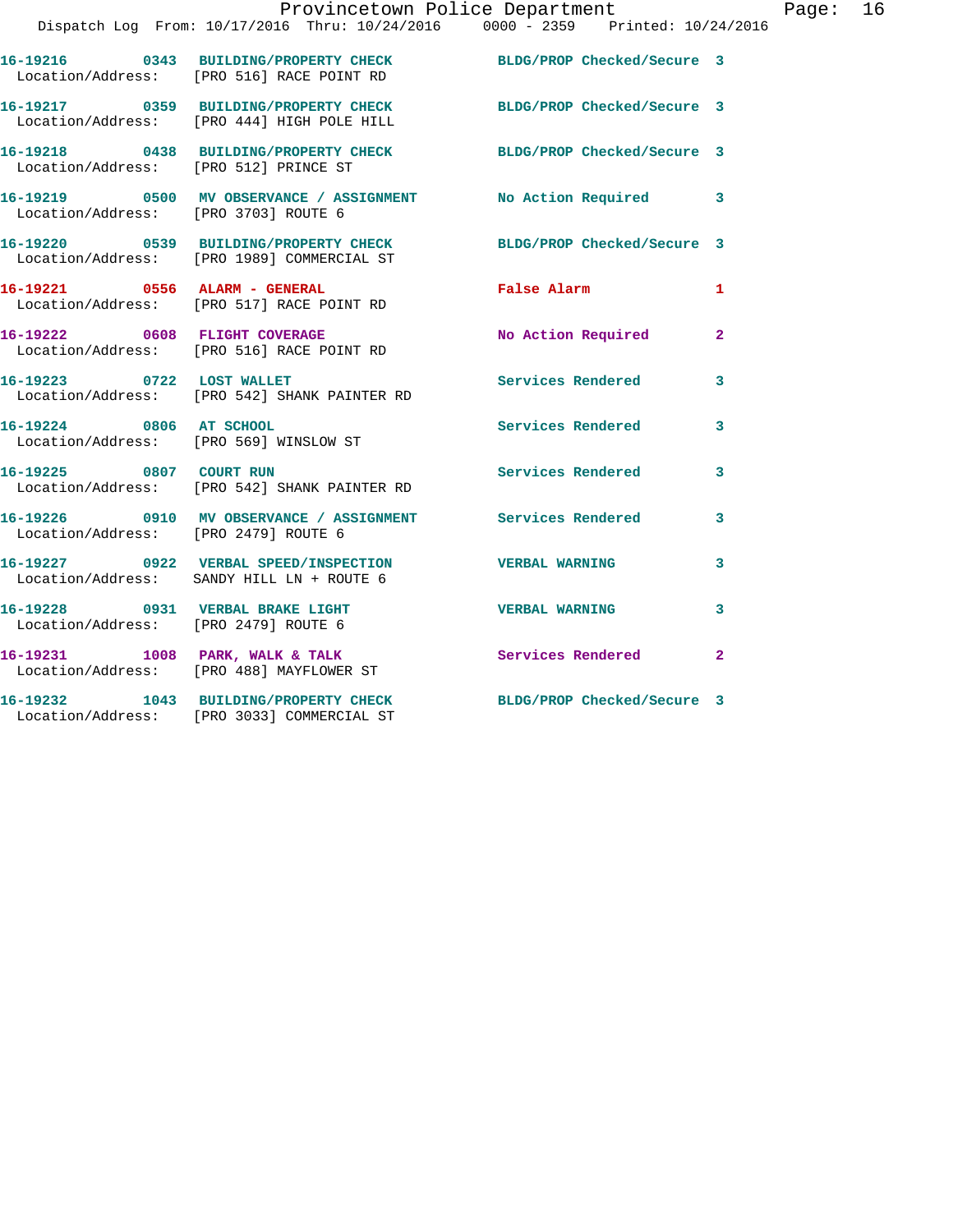16-19216 0343 BUILDING/PROPERTY CHECK BLDG/PROP Checked/Secure 3
Location/Address: [PRO 516] RACE POINT RD

16-19217 0359 BUILDING/PROPERTY CHECK BLDG/PROP Checked/Secure 3
Location/Address: [PRO 444] HIGH POLE HILL

16-19218 0438 BUILDING/PROPERTY CHECK BLDG/PROP Checked/Secure 3
Location/Address: [PRO 512] PRINCE ST

16-19219 0500 MV OBSERVANCE / ASSIGNMENT No Action Required 3
Location/Address: [PRO 3703] ROUTE 6

16-19220 0539 BUILDING/PROPERTY CHECK BLDG/PROP Checked/Secure 3
Location/Address: [PRO 1989] COMMERCIAL ST

16-19221 0556 ALARM - GENERAL False Alarm 1
Location/Address: [PRO 517] RACE POINT RD

16-19222 0608 FLIGHT COVERAGE No Action Required 2
Location/Address: [PRO 516] RACE POINT RD

16-19223 0722 LOST WALLET Services Rendered 3
Location/Address: [PRO 542] SHANK PAINTER RD

16-19224 0806 AT SCHOOL Services Rendered 3
Location/Address: [PRO 569] WINSLOW ST

16-19225 0807 COURT RUN Services Rendered 3
Location/Address: [PRO 542] SHANK PAINTER RD

16-19226 0910 MV OBSERVANCE / ASSIGNMENT Services Rendered 3
Location/Address: [PRO 2479] ROUTE 6

16-19227 0922 VERBAL SPEED/INSPECTION VERBAL WARNING 3
Location/Address: SANDY HILL LN + ROUTE 6

16-19228 0931 VERBAL BRAKE LIGHT VERBAL WARNING 3
Location/Address: [PRO 2479] ROUTE 6

16-19231 1008 PARK, WALK & TALK Services Rendered 2
Location/Address: [PRO 488] MAYFLOWER ST

16-19232 1043 BUILDING/PROPERTY CHECK BLDG/PROP Checked/Secure 3
Location/Address: [PRO 3033] COMMERCIAL ST